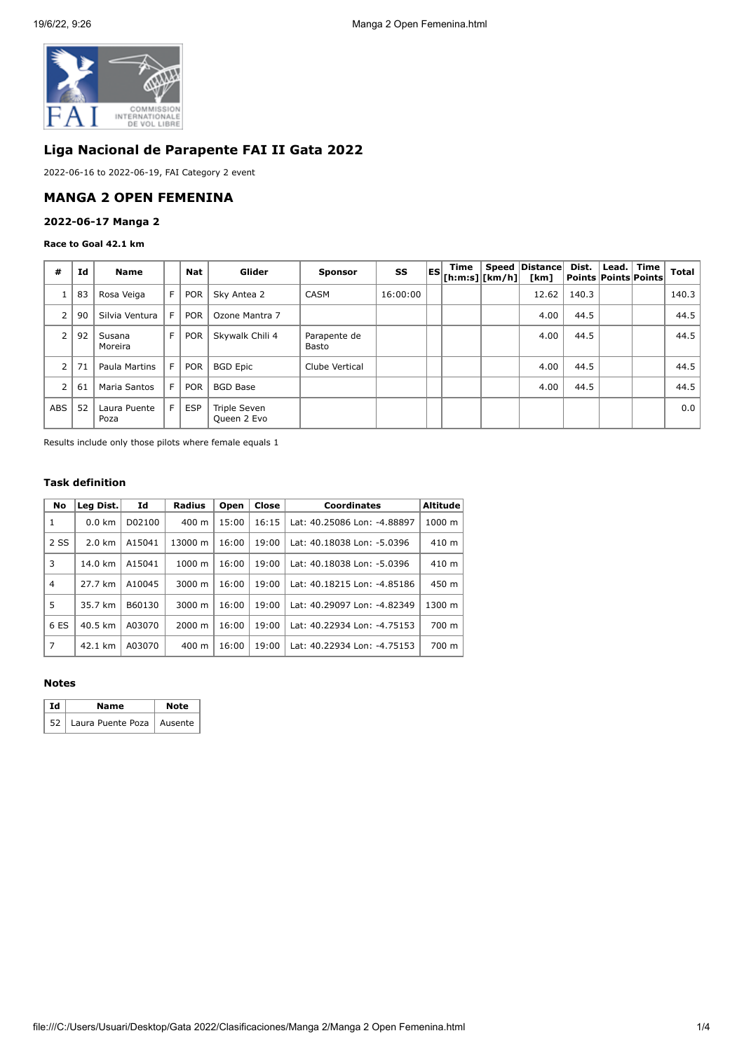## Liga Nacional de Parapente FAI II Gata 2022

2022-06-16 to 2022-06-19, FAI Category 2 event

## MANGA 2 OPEN FEMENINA

### 2022-06-17 Manga 2

**Race to Goal 42.1 km**

| # | Id | Name | | Nat | Glider | Sponsor | SS | ES | Time [h:m:s] | Speed [km/h] | Distance [km] | Dist. Points | Lead. Points | Time Points | Total |
|---|---|---|---|---|---|---|---|---|---|---|---|---|---|---|---|
| 1 | 83 | Rosa Veiga | F | POR | Sky Antea 2 | CASM | 16:00:00 | | | | 12.62 | 140.3 | | | 140.3 |
| 2 | 90 | Silvia Ventura | F | POR | Ozone Mantra 7 | | | | | | 4.00 | 44.5 | | | 44.5 |
| 2 | 92 | Susana Moreira | F | POR | Skywalk Chili 4 | Parapente de Basto | | | | | 4.00 | 44.5 | | | 44.5 |
| 2 | 71 | Paula Martins | F | POR | BGD Epic | Clube Vertical | | | | | 4.00 | 44.5 | | | 44.5 |
| 2 | 61 | Maria Santos | F | POR | BGD Base | | | | | | 4.00 | 44.5 | | | 44.5 |
| ABS | 52 | Laura Puente Poza | F | ESP | Triple Seven Queen 2 Evo | | | | | | | | | | 0.0 |

Results include only those pilots where female equals 1

#### Task definition

| No | Leg Dist. | Id | Radius | Open | Close | Coordinates | Altitude |
|---|---|---|---|---|---|---|---|
| 1 | 0.0 km | D02100 | 400 m | 15:00 | 16:15 | Lat: 40.25086 Lon: -4.88897 | 1000 m |
| 2 SS | 2.0 km | A15041 | 13000 m | 16:00 | 19:00 | Lat: 40.18038 Lon: -5.0396 | 410 m |
| 3 | 14.0 km | A15041 | 1000 m | 16:00 | 19:00 | Lat: 40.18038 Lon: -5.0396 | 410 m |
| 4 | 27.7 km | A10045 | 3000 m | 16:00 | 19:00 | Lat: 40.18215 Lon: -4.85186 | 450 m |
| 5 | 35.7 km | B60130 | 3000 m | 16:00 | 19:00 | Lat: 40.29097 Lon: -4.82349 | 1300 m |
| 6 ES | 40.5 km | A03070 | 2000 m | 16:00 | 19:00 | Lat: 40.22934 Lon: -4.75153 | 700 m |
| 7 | 42.1 km | A03070 | 400 m | 16:00 | 19:00 | Lat: 40.22934 Lon: -4.75153 | 700 m |

#### Notes

| Id | Name | Note |
|---|---|---|
| 52 | Laura Puente Poza | Ausente |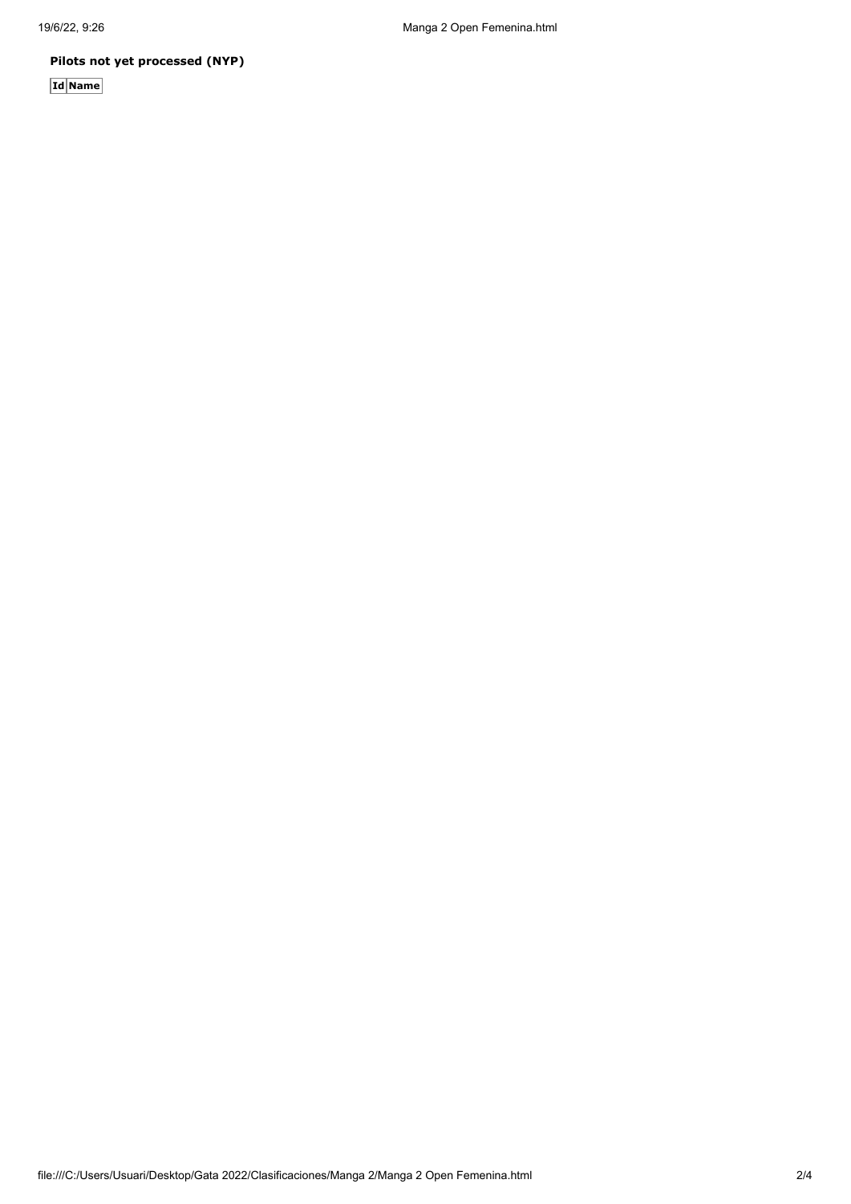**Pilots not yet processed (NYP)**

| Id | Name |
| --- | --- |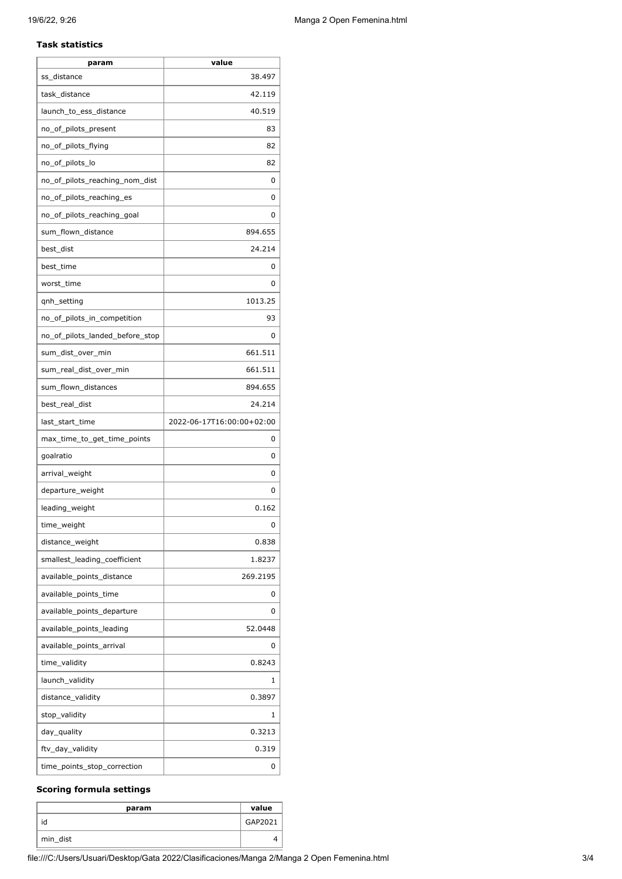### Task statistics

| param | value |
|---|---|
| ss_distance | 38.497 |
| task_distance | 42.119 |
| launch_to_ess_distance | 40.519 |
| no_of_pilots_present | 83 |
| no_of_pilots_flying | 82 |
| no_of_pilots_lo | 82 |
| no_of_pilots_reaching_nom_dist | 0 |
| no_of_pilots_reaching_es | 0 |
| no_of_pilots_reaching_goal | 0 |
| sum_flown_distance | 894.655 |
| best_dist | 24.214 |
| best_time | 0 |
| worst_time | 0 |
| qnh_setting | 1013.25 |
| no_of_pilots_in_competition | 93 |
| no_of_pilots_landed_before_stop | 0 |
| sum_dist_over_min | 661.511 |
| sum_real_dist_over_min | 661.511 |
| sum_flown_distances | 894.655 |
| best_real_dist | 24.214 |
| last_start_time | 2022-06-17T16:00:00+02:00 |
| max_time_to_get_time_points | 0 |
| goalratio | 0 |
| arrival_weight | 0 |
| departure_weight | 0 |
| leading_weight | 0.162 |
| time_weight | 0 |
| distance_weight | 0.838 |
| smallest_leading_coefficient | 1.8237 |
| available_points_distance | 269.2195 |
| available_points_time | 0 |
| available_points_departure | 0 |
| available_points_leading | 52.0448 |
| available_points_arrival | 0 |
| time_validity | 0.8243 |
| launch_validity | 1 |
| distance_validity | 0.3897 |
| stop_validity | 1 |
| day_quality | 0.3213 |
| ftv_day_validity | 0.319 |
| time_points_stop_correction | 0 |

### Scoring formula settings

| param | value |
|---|---|
| id | GAP2021 |
| min_dist | 4 |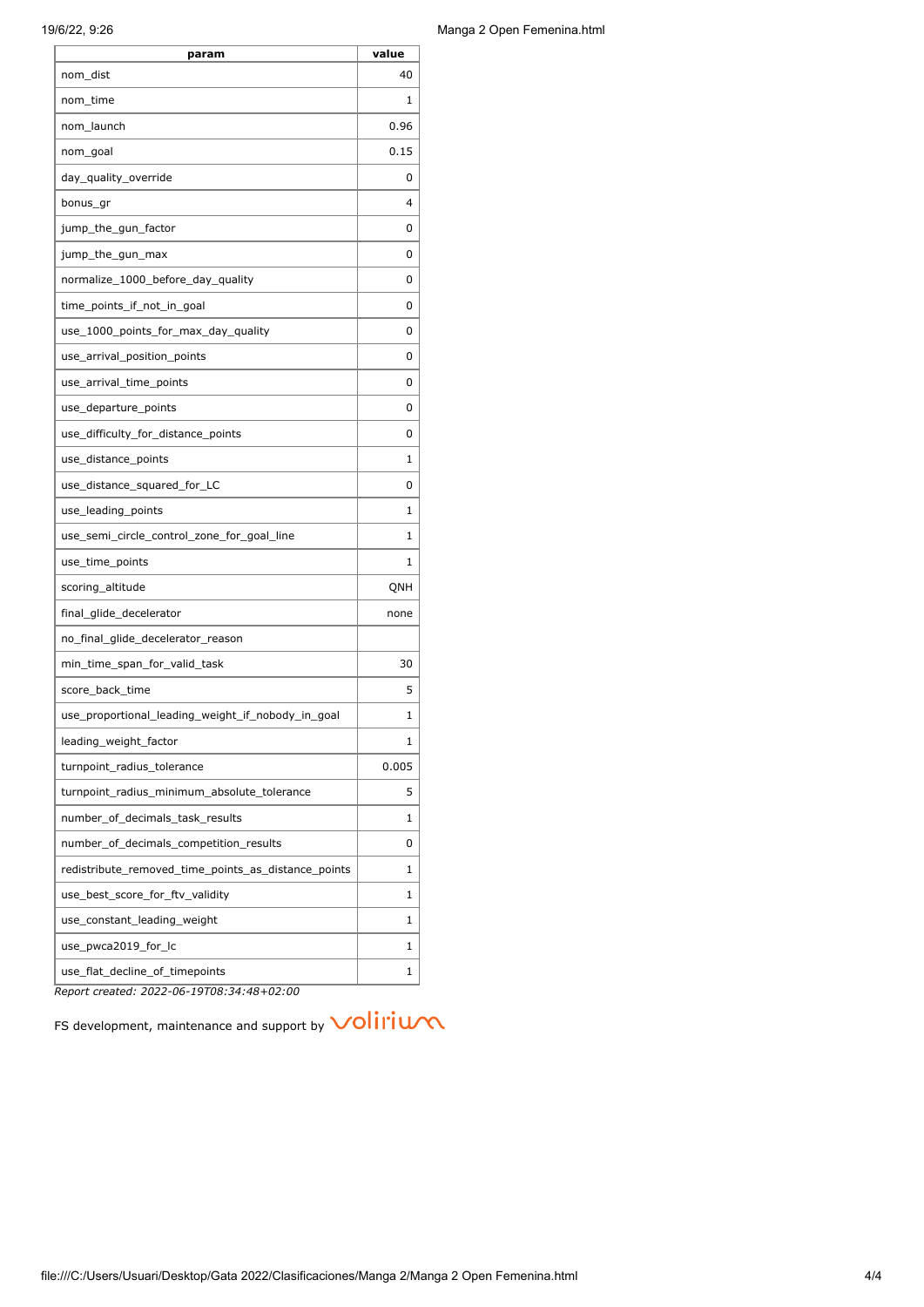| param | value |
|---|---|
| nom_dist | 40 |
| nom_time | 1 |
| nom_launch | 0.96 |
| nom_goal | 0.15 |
| day_quality_override | 0 |
| bonus_gr | 4 |
| jump_the_gun_factor | 0 |
| jump_the_gun_max | 0 |
| normalize_1000_before_day_quality | 0 |
| time_points_if_not_in_goal | 0 |
| use_1000_points_for_max_day_quality | 0 |
| use_arrival_position_points | 0 |
| use_arrival_time_points | 0 |
| use_departure_points | 0 |
| use_difficulty_for_distance_points | 0 |
| use_distance_points | 1 |
| use_distance_squared_for_LC | 0 |
| use_leading_points | 1 |
| use_semi_circle_control_zone_for_goal_line | 1 |
| use_time_points | 1 |
| scoring_altitude | QNH |
| final_glide_decelerator | none |
| no_final_glide_decelerator_reason | |
| min_time_span_for_valid_task | 30 |
| score_back_time | 5 |
| use_proportional_leading_weight_if_nobody_in_goal | 1 |
| leading_weight_factor | 1 |
| turnpoint_radius_tolerance | 0.005 |
| turnpoint_radius_minimum_absolute_tolerance | 5 |
| number_of_decimals_task_results | 1 |
| number_of_decimals_competition_results | 0 |
| redistribute_removed_time_points_as_distance_points | 1 |
| use_best_score_for_ftv_validity | 1 |
| use_constant_leading_weight | 1 |
| use_pwca2019_for_lc | 1 |
| use_flat_decline_of_timepoints | 1 |

*Report created: 2022-06-19T08:34:48+02:00*

FS development, maintenance and support by volirium